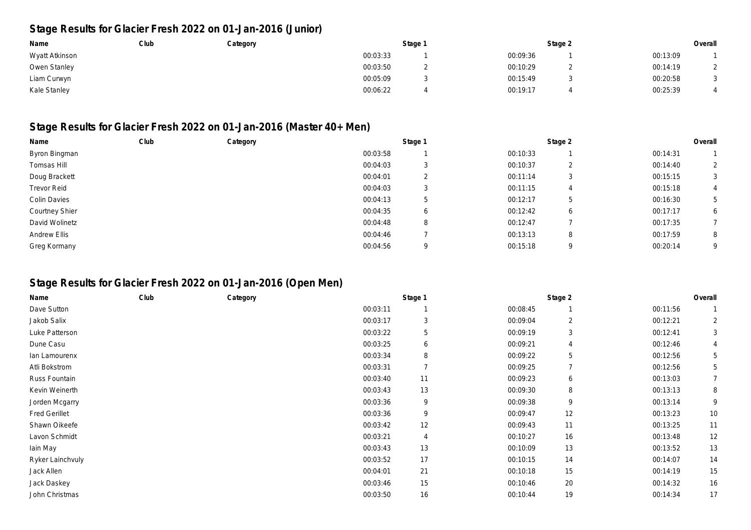## Stage Results for Glacier Fresh 2022 on 01-Jan-2016 (Junior)

| Name | Club | Category | Stage 1 | | Stage 2 | | Overall | |
|---|---|---|---|---|---|---|---|---|
| Wyatt Atkinson | | | 00:03:33 | 1 | 00:09:36 | 1 | 00:13:09 | 1 |
| Owen Stanley | | | 00:03:50 | 2 | 00:10:29 | 2 | 00:14:19 | 2 |
| Liam Curwyn | | | 00:05:09 | 3 | 00:15:49 | 3 | 00:20:58 | 3 |
| Kale Stanley | | | 00:06:22 | 4 | 00:19:17 | 4 | 00:25:39 | 4 |

## Stage Results for Glacier Fresh 2022 on 01-Jan-2016 (Master 40+ Men)

| Name | Club | Category | Stage 1 | | Stage 2 | | Overall | |
|---|---|---|---|---|---|---|---|---|
| Byron Bingman | | | 00:03:58 | 1 | 00:10:33 | 1 | 00:14:31 | 1 |
| Tomsas Hill | | | 00:04:03 | 3 | 00:10:37 | 2 | 00:14:40 | 2 |
| Doug Brackett | | | 00:04:01 | 2 | 00:11:14 | 3 | 00:15:15 | 3 |
| Trevor Reid | | | 00:04:03 | 3 | 00:11:15 | 4 | 00:15:18 | 4 |
| Colin Davies | | | 00:04:13 | 5 | 00:12:17 | 5 | 00:16:30 | 5 |
| Courtney Shier | | | 00:04:35 | 6 | 00:12:42 | 6 | 00:17:17 | 6 |
| David Wolinetz | | | 00:04:48 | 8 | 00:12:47 | 7 | 00:17:35 | 7 |
| Andrew Ellis | | | 00:04:46 | 7 | 00:13:13 | 8 | 00:17:59 | 8 |
| Greg Kormany | | | 00:04:56 | 9 | 00:15:18 | 9 | 00:20:14 | 9 |

## Stage Results for Glacier Fresh 2022 on 01-Jan-2016 (Open Men)

| Name | Club | Category | Stage 1 | | Stage 2 | | Overall | |
|---|---|---|---|---|---|---|---|---|
| Dave Sutton | | | 00:03:11 | 1 | 00:08:45 | 1 | 00:11:56 | 1 |
| Jakob Salix | | | 00:03:17 | 3 | 00:09:04 | 2 | 00:12:21 | 2 |
| Luke Patterson | | | 00:03:22 | 5 | 00:09:19 | 3 | 00:12:41 | 3 |
| Dune Casu | | | 00:03:25 | 6 | 00:09:21 | 4 | 00:12:46 | 4 |
| Ian Lamourenx | | | 00:03:34 | 8 | 00:09:22 | 5 | 00:12:56 | 5 |
| Atli Bokstrom | | | 00:03:31 | 7 | 00:09:25 | 7 | 00:12:56 | 5 |
| Russ Fountain | | | 00:03:40 | 11 | 00:09:23 | 6 | 00:13:03 | 7 |
| Kevin Weinerth | | | 00:03:43 | 13 | 00:09:30 | 8 | 00:13:13 | 8 |
| Jorden Mcgarry | | | 00:03:36 | 9 | 00:09:38 | 9 | 00:13:14 | 9 |
| Fred Gerillet | | | 00:03:36 | 9 | 00:09:47 | 12 | 00:13:23 | 10 |
| Shawn Oikeefe | | | 00:03:42 | 12 | 00:09:43 | 11 | 00:13:25 | 11 |
| Lavon Schmidt | | | 00:03:21 | 4 | 00:10:27 | 16 | 00:13:48 | 12 |
| Iain May | | | 00:03:43 | 13 | 00:10:09 | 13 | 00:13:52 | 13 |
| Ryker Lainchvuly | | | 00:03:52 | 17 | 00:10:15 | 14 | 00:14:07 | 14 |
| Jack Allen | | | 00:04:01 | 21 | 00:10:18 | 15 | 00:14:19 | 15 |
| Jack Daskey | | | 00:03:46 | 15 | 00:10:46 | 20 | 00:14:32 | 16 |
| John Christmas | | | 00:03:50 | 16 | 00:10:44 | 19 | 00:14:34 | 17 |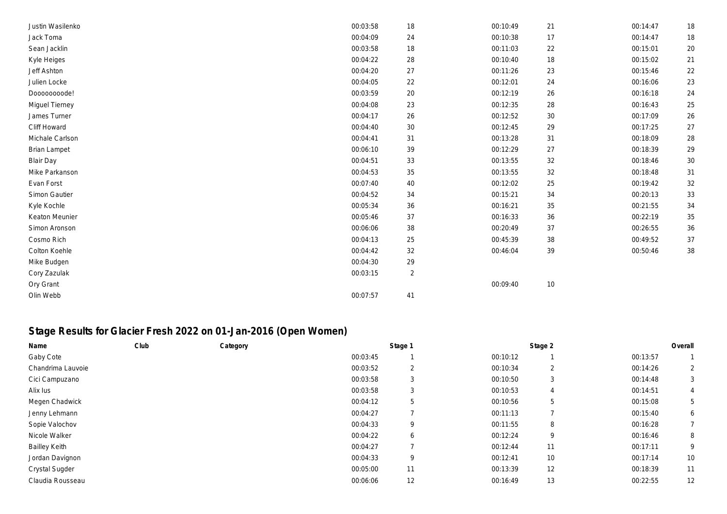| | | | | | | | | |
|---|---|---|---|---|---|---|---|---|
| Justin Wasilenko | | | 00:03:58 | 18 | 00:10:49 | 21 | 00:14:47 | 18 |
| Jack Toma | | | 00:04:09 | 24 | 00:10:38 | 17 | 00:14:47 | 18 |
| Sean Jacklin | | | 00:03:58 | 18 | 00:11:03 | 22 | 00:15:01 | 20 |
| Kyle Heiges | | | 00:04:22 | 28 | 00:10:40 | 18 | 00:15:02 | 21 |
| Jeff Ashton | | | 00:04:20 | 27 | 00:11:26 | 23 | 00:15:46 | 22 |
| Julien Locke | | | 00:04:05 | 22 | 00:12:01 | 24 | 00:16:06 | 23 |
| Dooooooode! | | | 00:03:59 | 20 | 00:12:19 | 26 | 00:16:18 | 24 |
| Miguel Tierney | | | 00:04:08 | 23 | 00:12:35 | 28 | 00:16:43 | 25 |
| James Turner | | | 00:04:17 | 26 | 00:12:52 | 30 | 00:17:09 | 26 |
| Cliff Howard | | | 00:04:40 | 30 | 00:12:45 | 29 | 00:17:25 | 27 |
| Michale Carlson | | | 00:04:41 | 31 | 00:13:28 | 31 | 00:18:09 | 28 |
| Brian Lampet | | | 00:06:10 | 39 | 00:12:29 | 27 | 00:18:39 | 29 |
| Blair Day | | | 00:04:51 | 33 | 00:13:55 | 32 | 00:18:46 | 30 |
| Mike Parkanson | | | 00:04:53 | 35 | 00:13:55 | 32 | 00:18:48 | 31 |
| Evan Forst | | | 00:07:40 | 40 | 00:12:02 | 25 | 00:19:42 | 32 |
| Simon Gautier | | | 00:04:52 | 34 | 00:15:21 | 34 | 00:20:13 | 33 |
| Kyle Kochle | | | 00:05:34 | 36 | 00:16:21 | 35 | 00:21:55 | 34 |
| Keaton Meunier | | | 00:05:46 | 37 | 00:16:33 | 36 | 00:22:19 | 35 |
| Simon Aronson | | | 00:06:06 | 38 | 00:20:49 | 37 | 00:26:55 | 36 |
| Cosmo Rich | | | 00:04:13 | 25 | 00:45:39 | 38 | 00:49:52 | 37 |
| Colton Koehle | | | 00:04:42 | 32 | 00:46:04 | 39 | 00:50:46 | 38 |
| Mike Budgen | | | 00:04:30 | 29 | | | | |
| Cory Zazulak | | | 00:03:15 | 2 | | | | |
| Ory Grant | | | | | 00:09:40 | 10 | | |
| Olin Webb | | | 00:07:57 | 41 | | | | |

## Stage Results for Glacier Fresh 2022 on 01-Jan-2016 (Open Women)

| Name | Club | Category | Stage 1 | | Stage 2 | | Overall | |
|---|---|---|---|---|---|---|---|---|
| Gaby Cote | | | 00:03:45 | 1 | 00:10:12 | 1 | 00:13:57 | 1 |
| Chandrima Lauvoie | | | 00:03:52 | 2 | 00:10:34 | 2 | 00:14:26 | 2 |
| Cici Campuzano | | | 00:03:58 | 3 | 00:10:50 | 3 | 00:14:48 | 3 |
| Alix Ius | | | 00:03:58 | 3 | 00:10:53 | 4 | 00:14:51 | 4 |
| Megen Chadwick | | | 00:04:12 | 5 | 00:10:56 | 5 | 00:15:08 | 5 |
| Jenny Lehmann | | | 00:04:27 | 7 | 00:11:13 | 7 | 00:15:40 | 6 |
| Sopie Valochov | | | 00:04:33 | 9 | 00:11:55 | 8 | 00:16:28 | 7 |
| Nicole Walker | | | 00:04:22 | 6 | 00:12:24 | 9 | 00:16:46 | 8 |
| Bailley Keith | | | 00:04:27 | 7 | 00:12:44 | 11 | 00:17:11 | 9 |
| Jordan Davignon | | | 00:04:33 | 9 | 00:12:41 | 10 | 00:17:14 | 10 |
| Crystal Sugder | | | 00:05:00 | 11 | 00:13:39 | 12 | 00:18:39 | 11 |
| Claudia Rousseau | | | 00:06:06 | 12 | 00:16:49 | 13 | 00:22:55 | 12 |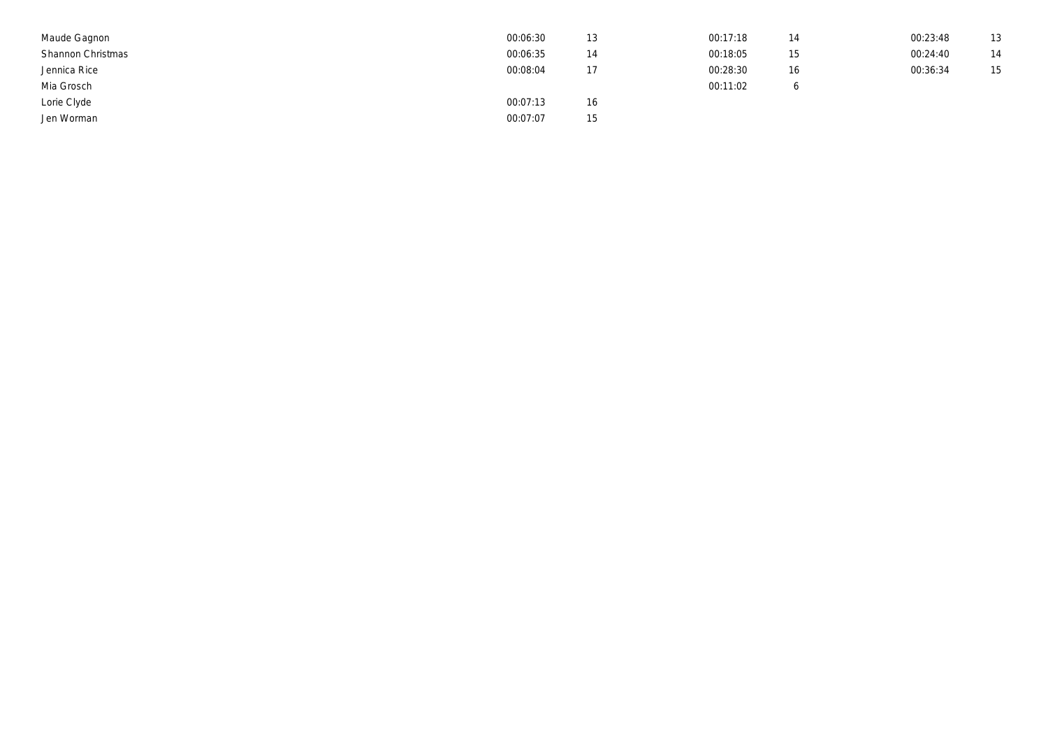| | | | | | | |
|---|---|---|---|---|---|---|
| Maude Gagnon | 00:06:30 | 13 | 00:17:18 | 14 | 00:23:48 | 13 |
| Shannon Christmas | 00:06:35 | 14 | 00:18:05 | 15 | 00:24:40 | 14 |
| Jennica Rice | 00:08:04 | 17 | 00:28:30 | 16 | 00:36:34 | 15 |
| Mia Grosch | | | 00:11:02 | 6 | | |
| Lorie Clyde | 00:07:13 | 16 | | | | |
| Jen Worman | 00:07:07 | 15 | | | | |